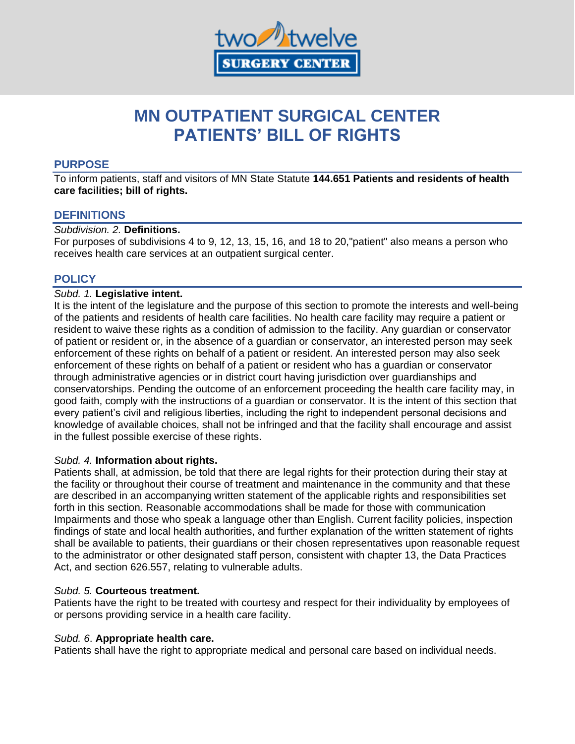two twelve SURGERY CENTER

# MN OUTPATIENT SURGICAL CENTER PATIENTS' BILL OF RIGHTS

## PURPOSE

To inform patients, staff and visitors of MN State Statute **144.651 Patients and residents of health care facilities; bill of rights.**

## DEFINITIONS

*Subdivision. 2.* **Definitions.**
For purposes of subdivisions 4 to 9, 12, 13, 15, 16, and 18 to 20,"patient" also means a person who receives health care services at an outpatient surgical center.

## POLICY

*Subd. 1.* **Legislative intent.**
It is the intent of the legislature and the purpose of this section to promote the interests and well-being of the patients and residents of health care facilities. No health care facility may require a patient or resident to waive these rights as a condition of admission to the facility. Any guardian or conservator of patient or resident or, in the absence of a guardian or conservator, an interested person may seek enforcement of these rights on behalf of a patient or resident. An interested person may also seek enforcement of these rights on behalf of a patient or resident who has a guardian or conservator through administrative agencies or in district court having jurisdiction over guardianships and conservatorships. Pending the outcome of an enforcement proceeding the health care facility may, in good faith, comply with the instructions of a guardian or conservator. It is the intent of this section that every patient's civil and religious liberties, including the right to independent personal decisions and knowledge of available choices, shall not be infringed and that the facility shall encourage and assist in the fullest possible exercise of these rights.

*Subd. 4.* **Information about rights.**
Patients shall, at admission, be told that there are legal rights for their protection during their stay at the facility or throughout their course of treatment and maintenance in the community and that these are described in an accompanying written statement of the applicable rights and responsibilities set forth in this section. Reasonable accommodations shall be made for those with communication Impairments and those who speak a language other than English. Current facility policies, inspection findings of state and local health authorities, and further explanation of the written statement of rights shall be available to patients, their guardians or their chosen representatives upon reasonable request to the administrator or other designated staff person, consistent with chapter 13, the Data Practices Act, and section 626.557, relating to vulnerable adults.

*Subd. 5.* **Courteous treatment.**
Patients have the right to be treated with courtesy and respect for their individuality by employees of or persons providing service in a health care facility.

*Subd. 6*. **Appropriate health care.**
Patients shall have the right to appropriate medical and personal care based on individual needs.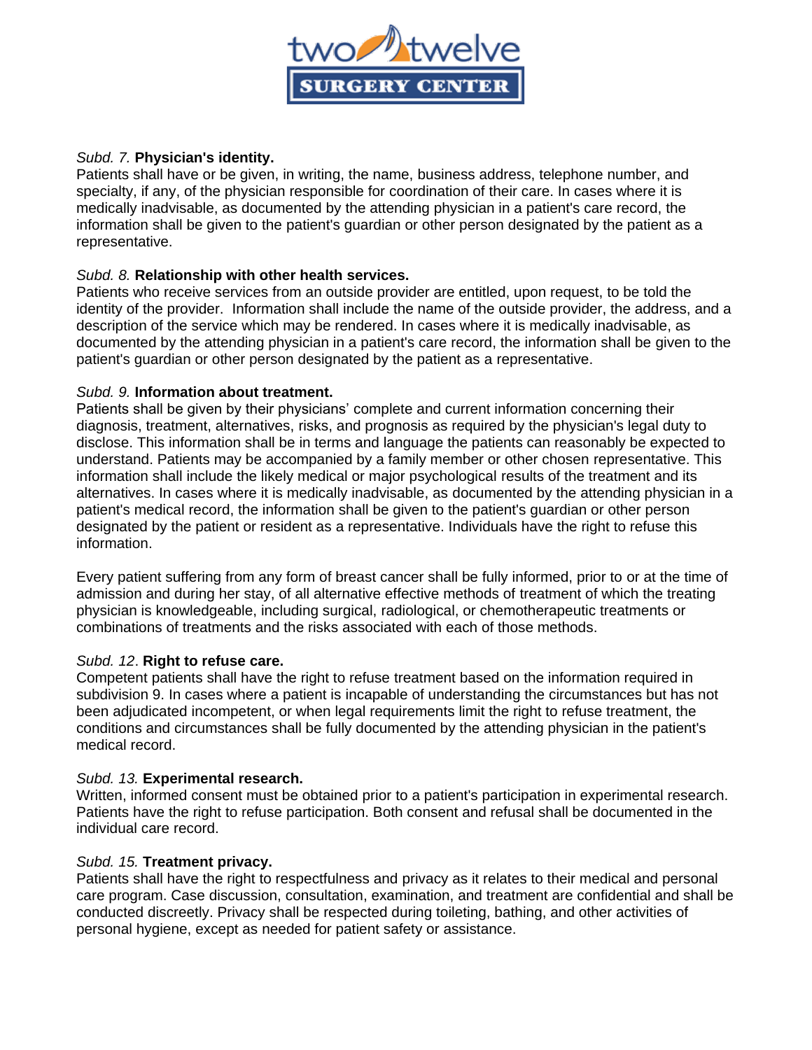*Subd. 7.* **Physician's identity.**
Patients shall have or be given, in writing, the name, business address, telephone number, and specialty, if any, of the physician responsible for coordination of their care. In cases where it is medically inadvisable, as documented by the attending physician in a patient's care record, the information shall be given to the patient's guardian or other person designated by the patient as a representative.

*Subd. 8.* **Relationship with other health services.**
Patients who receive services from an outside provider are entitled, upon request, to be told the identity of the provider. Information shall include the name of the outside provider, the address, and a description of the service which may be rendered. In cases where it is medically inadvisable, as documented by the attending physician in a patient's care record, the information shall be given to the patient's guardian or other person designated by the patient as a representative.

*Subd. 9.* **Information about treatment.**
Patients shall be given by their physicians' complete and current information concerning their diagnosis, treatment, alternatives, risks, and prognosis as required by the physician's legal duty to disclose. This information shall be in terms and language the patients can reasonably be expected to understand. Patients may be accompanied by a family member or other chosen representative. This information shall include the likely medical or major psychological results of the treatment and its alternatives. In cases where it is medically inadvisable, as documented by the attending physician in a patient's medical record, the information shall be given to the patient's guardian or other person designated by the patient or resident as a representative. Individuals have the right to refuse this information.

Every patient suffering from any form of breast cancer shall be fully informed, prior to or at the time of admission and during her stay, of all alternative effective methods of treatment of which the treating physician is knowledgeable, including surgical, radiological, or chemotherapeutic treatments or combinations of treatments and the risks associated with each of those methods.

*Subd. 12*. **Right to refuse care.**
Competent patients shall have the right to refuse treatment based on the information required in subdivision 9. In cases where a patient is incapable of understanding the circumstances but has not been adjudicated incompetent, or when legal requirements limit the right to refuse treatment, the conditions and circumstances shall be fully documented by the attending physician in the patient's medical record.

*Subd. 13.* **Experimental research.**
Written, informed consent must be obtained prior to a patient's participation in experimental research. Patients have the right to refuse participation. Both consent and refusal shall be documented in the individual care record.

*Subd. 15.* **Treatment privacy.**
Patients shall have the right to respectfulness and privacy as it relates to their medical and personal care program. Case discussion, consultation, examination, and treatment are confidential and shall be conducted discreetly. Privacy shall be respected during toileting, bathing, and other activities of personal hygiene, except as needed for patient safety or assistance.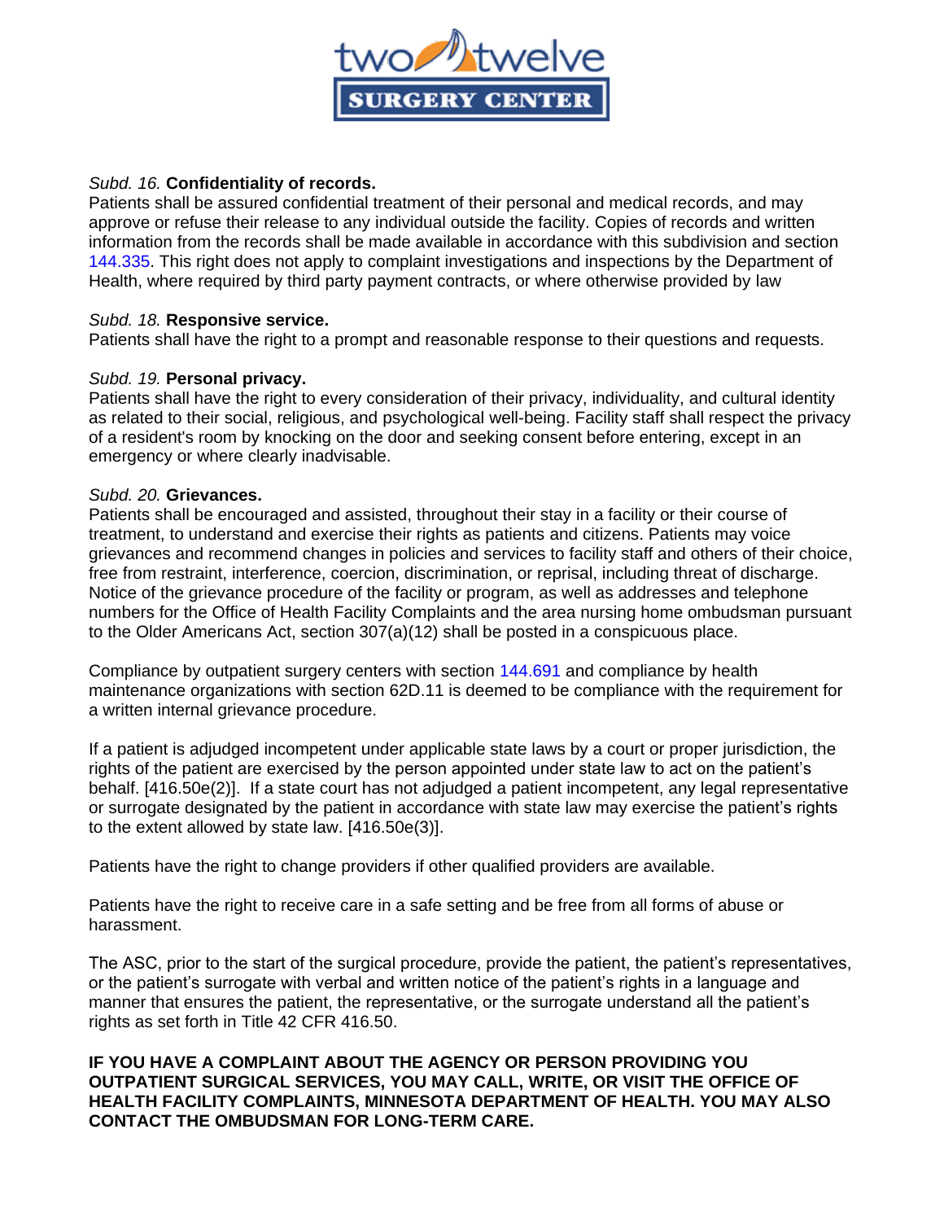*Subd. 16.* **Confidentiality of records.**
Patients shall be assured confidential treatment of their personal and medical records, and may approve or refuse their release to any individual outside the facility. Copies of records and written information from the records shall be made available in accordance with this subdivision and section 144.335. This right does not apply to complaint investigations and inspections by the Department of Health, where required by third party payment contracts, or where otherwise provided by law

*Subd. 18.* **Responsive service.**
Patients shall have the right to a prompt and reasonable response to their questions and requests.

*Subd. 19.* **Personal privacy.**
Patients shall have the right to every consideration of their privacy, individuality, and cultural identity as related to their social, religious, and psychological well-being. Facility staff shall respect the privacy of a resident's room by knocking on the door and seeking consent before entering, except in an emergency or where clearly inadvisable.

*Subd. 20.* **Grievances.**
Patients shall be encouraged and assisted, throughout their stay in a facility or their course of treatment, to understand and exercise their rights as patients and citizens. Patients may voice grievances and recommend changes in policies and services to facility staff and others of their choice, free from restraint, interference, coercion, discrimination, or reprisal, including threat of discharge. Notice of the grievance procedure of the facility or program, as well as addresses and telephone numbers for the Office of Health Facility Complaints and the area nursing home ombudsman pursuant to the Older Americans Act, section 307(a)(12) shall be posted in a conspicuous place.

Compliance by outpatient surgery centers with section 144.691 and compliance by health maintenance organizations with section 62D.11 is deemed to be compliance with the requirement for a written internal grievance procedure.

If a patient is adjudged incompetent under applicable state laws by a court or proper jurisdiction, the rights of the patient are exercised by the person appointed under state law to act on the patient's behalf. [416.50e(2)]. If a state court has not adjudged a patient incompetent, any legal representative or surrogate designated by the patient in accordance with state law may exercise the patient's rights to the extent allowed by state law. [416.50e(3)].

Patients have the right to change providers if other qualified providers are available.

Patients have the right to receive care in a safe setting and be free from all forms of abuse or harassment.

The ASC, prior to the start of the surgical procedure, provide the patient, the patient's representatives, or the patient's surrogate with verbal and written notice of the patient's rights in a language and manner that ensures the patient, the representative, or the surrogate understand all the patient's rights as set forth in Title 42 CFR 416.50.

**IF YOU HAVE A COMPLAINT ABOUT THE AGENCY OR PERSON PROVIDING YOU OUTPATIENT SURGICAL SERVICES, YOU MAY CALL, WRITE, OR VISIT THE OFFICE OF HEALTH FACILITY COMPLAINTS, MINNESOTA DEPARTMENT OF HEALTH. YOU MAY ALSO CONTACT THE OMBUDSMAN FOR LONG-TERM CARE.**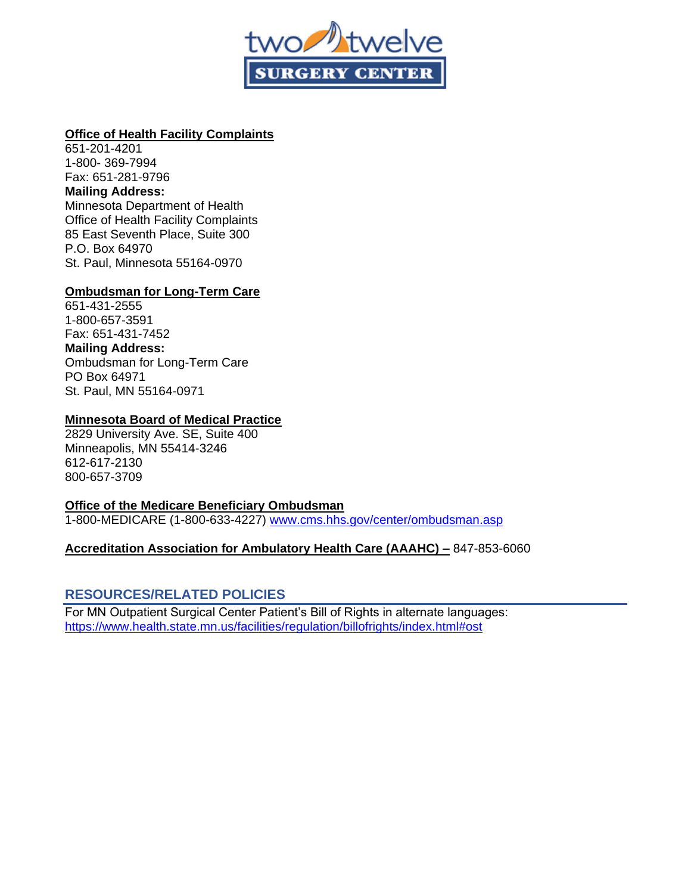**Office of Health Facility Complaints**
651-201-4201
1-800- 369-7994
Fax: 651-281-9796
**Mailing Address:**
Minnesota Department of Health
Office of Health Facility Complaints
85 East Seventh Place, Suite 300
P.O. Box 64970
St. Paul, Minnesota 55164-0970

**Ombudsman for Long-Term Care**
651-431-2555
1-800-657-3591
Fax: 651-431-7452
**Mailing Address:**
Ombudsman for Long-Term Care
PO Box 64971
St. Paul, MN 55164-0971

**Minnesota Board of Medical Practice**
2829 University Ave. SE, Suite 400
Minneapolis, MN 55414-3246
612-617-2130
800-657-3709

**Office of the Medicare Beneficiary Ombudsman**
1-800-MEDICARE (1-800-633-4227) www.cms.hhs.gov/center/ombudsman.asp

**Accreditation Association for Ambulatory Health Care (AAAHC) –** 847-853-6060

## RESOURCES/RELATED POLICIES

For MN Outpatient Surgical Center Patient's Bill of Rights in alternate languages:
https://www.health.state.mn.us/facilities/regulation/billofrights/index.html#ost